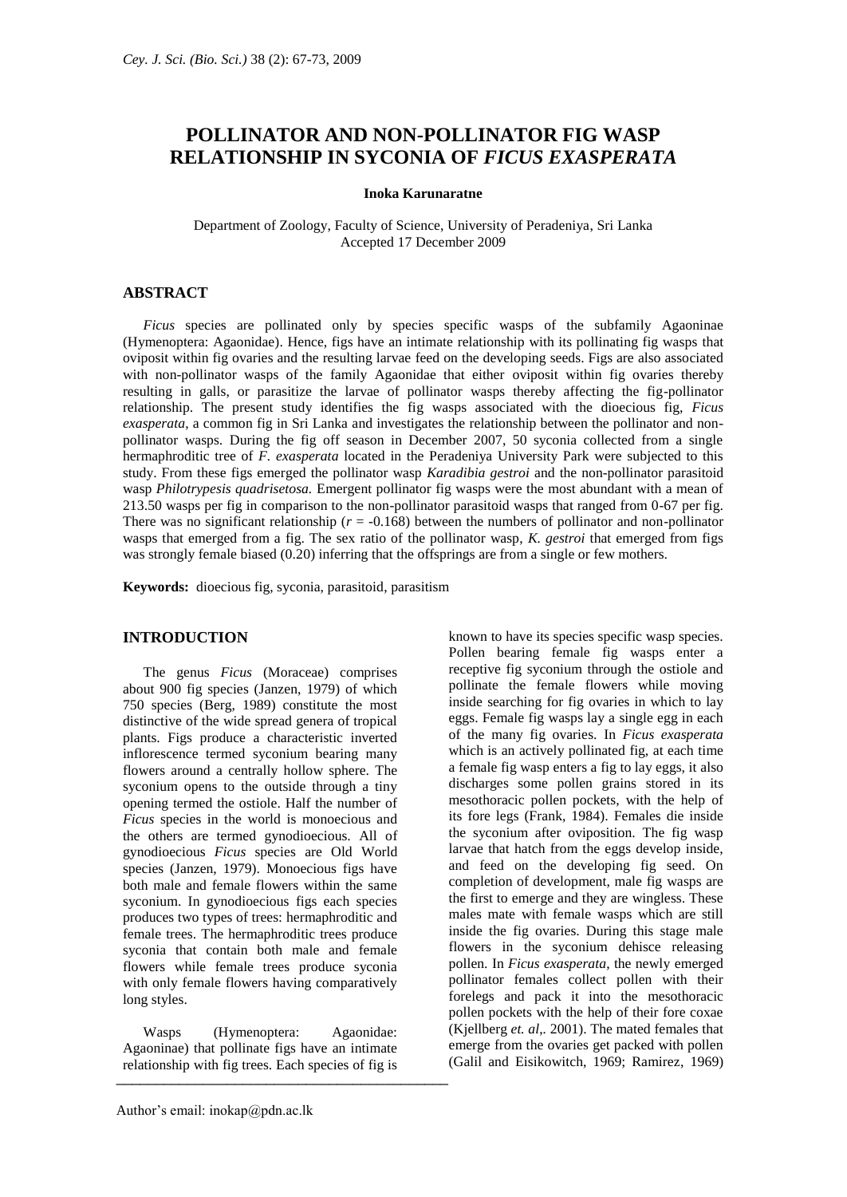# POLLINATOR AND NON-POLLINATOR FIG WASP RELATIONSHIP IN SYCONIA OF *FICUS EXASPERATA*

**Inoka Karunaratne**

Department of Zoology, Faculty of Science, University of Peradeniya, Sri Lanka
Accepted 17 December 2009

## ABSTRACT

*Ficus* species are pollinated only by species specific wasps of the subfamily Agaoninae (Hymenoptera: Agaonidae). Hence, figs have an intimate relationship with its pollinating fig wasps that oviposit within fig ovaries and the resulting larvae feed on the developing seeds. Figs are also associated with non-pollinator wasps of the family Agaonidae that either oviposit within fig ovaries thereby resulting in galls, or parasitize the larvae of pollinator wasps thereby affecting the fig-pollinator relationship. The present study identifies the fig wasps associated with the dioecious fig, *Ficus exasperata*, a common fig in Sri Lanka and investigates the relationship between the pollinator and non-pollinator wasps. During the fig off season in December 2007, 50 syconia collected from a single hermaphroditic tree of *F. exasperata* located in the Peradeniya University Park were subjected to this study. From these figs emerged the pollinator wasp *Karadibia gestroi* and the non-pollinator parasitoid wasp *Philotrypesis quadrisetosa.* Emergent pollinator fig wasps were the most abundant with a mean of 213.50 wasps per fig in comparison to the non-pollinator parasitoid wasps that ranged from 0-67 per fig. There was no significant relationship ($r$ = -0.168) between the numbers of pollinator and non-pollinator wasps that emerged from a fig. The sex ratio of the pollinator wasp, *K. gestroi* that emerged from figs was strongly female biased (0.20) inferring that the offsprings are from a single or few mothers.

**Keywords:** dioecious fig, syconia, parasitoid, parasitism

## INTRODUCTION

The genus *Ficus* (Moraceae) comprises about 900 fig species (Janzen, 1979) of which 750 species (Berg, 1989) constitute the most distinctive of the wide spread genera of tropical plants. Figs produce a characteristic inverted inflorescence termed syconium bearing many flowers around a centrally hollow sphere. The syconium opens to the outside through a tiny opening termed the ostiole. Half the number of *Ficus* species in the world is monoecious and the others are termed gynodioecious. All of gynodioecious *Ficus* species are Old World species (Janzen, 1979). Monoecious figs have both male and female flowers within the same syconium. In gynodioecious figs each species produces two types of trees: hermaphroditic and female trees. The hermaphroditic trees produce syconia that contain both male and female flowers while female trees produce syconia with only female flowers having comparatively long styles.

Wasps (Hymenoptera: Agaonidae: Agaoninae) that pollinate figs have an intimate relationship with fig trees. Each species of fig is known to have its species specific wasp species. Pollen bearing female fig wasps enter a receptive fig syconium through the ostiole and pollinate the female flowers while moving inside searching for fig ovaries in which to lay eggs. Female fig wasps lay a single egg in each of the many fig ovaries. In *Ficus exasperata* which is an actively pollinated fig, at each time a female fig wasp enters a fig to lay eggs, it also discharges some pollen grains stored in its mesothoracic pollen pockets, with the help of its fore legs (Frank, 1984). Females die inside the syconium after oviposition. The fig wasp larvae that hatch from the eggs develop inside, and feed on the developing fig seed. On completion of development, male fig wasps are the first to emerge and they are wingless. These males mate with female wasps which are still inside the fig ovaries. During this stage male flowers in the syconium dehisce releasing pollen. In *Ficus exasperata*, the newly emerged pollinator females collect pollen with their forelegs and pack it into the mesothoracic pollen pockets with the help of their fore coxae (Kjellberg *et. al*,. 2001). The mated females that emerge from the ovaries get packed with pollen (Galil and Eisikowitch, 1969; Ramirez, 1969)

Author's email: inokap@pdn.ac.lk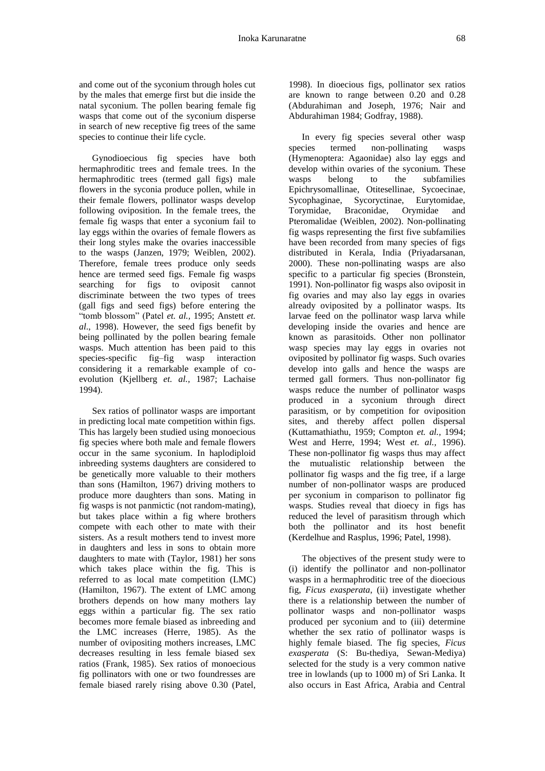and come out of the syconium through holes cut by the males that emerge first but die inside the natal syconium. The pollen bearing female fig wasps that come out of the syconium disperse in search of new receptive fig trees of the same species to continue their life cycle.

Gynodioecious fig species have both hermaphroditic trees and female trees. In the hermaphroditic trees (termed gall figs) male flowers in the syconia produce pollen, while in their female flowers, pollinator wasps develop following oviposition. In the female trees, the female fig wasps that enter a syconium fail to lay eggs within the ovaries of female flowers as their long styles make the ovaries inaccessible to the wasps (Janzen, 1979; Weiblen, 2002). Therefore, female trees produce only seeds hence are termed seed figs. Female fig wasps searching for figs to oviposit cannot discriminate between the two types of trees (gall figs and seed figs) before entering the "tomb blossom" (Patel *et. al.*, 1995; Anstett *et. al*., 1998). However, the seed figs benefit by being pollinated by the pollen bearing female wasps. Much attention has been paid to this species-specific fig–fig wasp interaction considering it a remarkable example of co-evolution (Kjellberg *et. al.,* 1987; Lachaise 1994).

Sex ratios of pollinator wasps are important in predicting local mate competition within figs. This has largely been studied using monoecious fig species where both male and female flowers occur in the same syconium. In haplodiploid inbreeding systems daughters are considered to be genetically more valuable to their mothers than sons (Hamilton, 1967) driving mothers to produce more daughters than sons. Mating in fig wasps is not panmictic (not random-mating), but takes place within a fig where brothers compete with each other to mate with their sisters. As a result mothers tend to invest more in daughters and less in sons to obtain more daughters to mate with (Taylor, 1981) her sons which takes place within the fig. This is referred to as local mate competition (LMC) (Hamilton, 1967). The extent of LMC among brothers depends on how many mothers lay eggs within a particular fig. The sex ratio becomes more female biased as inbreeding and the LMC increases (Herre, 1985). As the number of ovipositing mothers increases, LMC decreases resulting in less female biased sex ratios (Frank, 1985). Sex ratios of monoecious fig pollinators with one or two foundresses are female biased rarely rising above 0.30 (Patel, 1998). In dioecious figs, pollinator sex ratios are known to range between 0.20 and 0.28 (Abdurahiman and Joseph, 1976; Nair and Abdurahiman 1984; Godfray, 1988).

In every fig species several other wasp species termed non-pollinating wasps (Hymenoptera: Agaonidae) also lay eggs and develop within ovaries of the syconium. These wasps belong to the subfamilies Epichrysomallinae, Otitesellinae, Sycoecinae, Sycophaginae, Sycoryctinae, Eurytomidae, Torymidae, Braconidae, Orymidae and Pteromalidae (Weiblen, 2002). Non-pollinating fig wasps representing the first five subfamilies have been recorded from many species of figs distributed in Kerala, India (Priyadarsanan, 2000). These non-pollinating wasps are also specific to a particular fig species (Bronstein, 1991). Non-pollinator fig wasps also oviposit in fig ovaries and may also lay eggs in ovaries already oviposited by a pollinator wasps. Its larvae feed on the pollinator wasp larva while developing inside the ovaries and hence are known as parasitoids. Other non pollinator wasp species may lay eggs in ovaries not oviposited by pollinator fig wasps. Such ovaries develop into galls and hence the wasps are termed gall formers. Thus non-pollinator fig wasps reduce the number of pollinator wasps produced in a syconium through direct parasitism, or by competition for oviposition sites, and thereby affect pollen dispersal (Kuttamathiathu, 1959; Compton *et. al.,* 1994; West and Herre, 1994; West *et. al.,* 1996). These non-pollinator fig wasps thus may affect the mutualistic relationship between the pollinator fig wasps and the fig tree, if a large number of non-pollinator wasps are produced per syconium in comparison to pollinator fig wasps. Studies reveal that dioecy in figs has reduced the level of parasitism through which both the pollinator and its host benefit (Kerdelhue and Rasplus, 1996; Patel, 1998).

The objectives of the present study were to (i) identify the pollinator and non-pollinator wasps in a hermaphroditic tree of the dioecious fig, *Ficus exasperata*, (ii) investigate whether there is a relationship between the number of pollinator wasps and non-pollinator wasps produced per syconium and to (iii) determine whether the sex ratio of pollinator wasps is highly female biased. The fig species, *Ficus exasperata* (S: Bu-thediya, Sewan-Mediya) selected for the study is a very common native tree in lowlands (up to 1000 m) of Sri Lanka. It also occurs in East Africa, Arabia and Central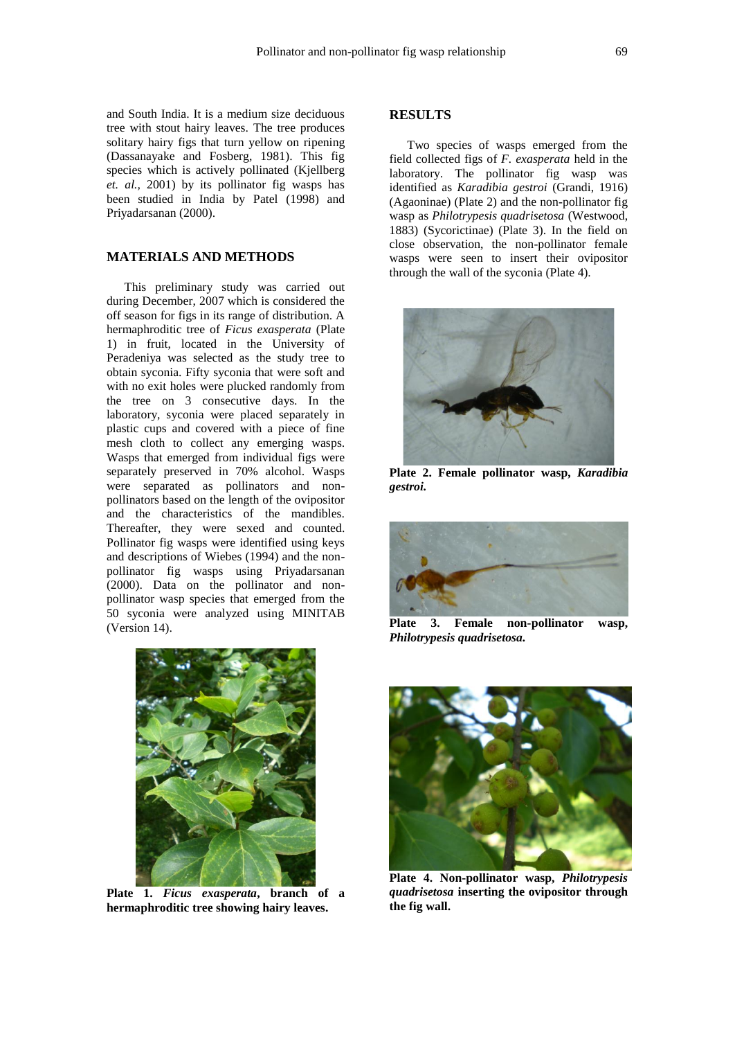and South India. It is a medium size deciduous tree with stout hairy leaves. The tree produces solitary hairy figs that turn yellow on ripening (Dassanayake and Fosberg, 1981). This fig species which is actively pollinated (Kjellberg *et. al.,* 2001) by its pollinator fig wasps has been studied in India by Patel (1998) and Priyadarsanan (2000).

## MATERIALS AND METHODS

This preliminary study was carried out during December, 2007 which is considered the off season for figs in its range of distribution. A hermaphroditic tree of *Ficus exasperata* (Plate 1) in fruit, located in the University of Peradeniya was selected as the study tree to obtain syconia. Fifty syconia that were soft and with no exit holes were plucked randomly from the tree on 3 consecutive days. In the laboratory, syconia were placed separately in plastic cups and covered with a piece of fine mesh cloth to collect any emerging wasps. Wasps that emerged from individual figs were separately preserved in 70% alcohol. Wasps were separated as pollinators and non-pollinators based on the length of the ovipositor and the characteristics of the mandibles. Thereafter, they were sexed and counted. Pollinator fig wasps were identified using keys and descriptions of Wiebes (1994) and the non-pollinator fig wasps using Priyadarsanan (2000). Data on the pollinator and non-pollinator wasp species that emerged from the 50 syconia were analyzed using MINITAB (Version 14).

**Plate 1. *Ficus exasperata*, branch of a hermaphroditic tree showing hairy leaves.**

## RESULTS

Two species of wasps emerged from the field collected figs of *F. exasperata* held in the laboratory. The pollinator fig wasp was identified as *Karadibia gestroi* (Grandi, 1916) (Agaoninae) (Plate 2) and the non-pollinator fig wasp as *Philotrypesis quadrisetosa* (Westwood, 1883) (Sycorictinae) (Plate 3). In the field on close observation, the non-pollinator female wasps were seen to insert their ovipositor through the wall of the syconia (Plate 4).

**Plate 2. Female pollinator wasp, *Karadibia gestroi.***

**Plate 3. Female non-pollinator wasp, *Philotrypesis quadrisetosa.***

**Plate 4. Non-pollinator wasp, *Philotrypesis quadrisetosa* inserting the ovipositor through the fig wall.**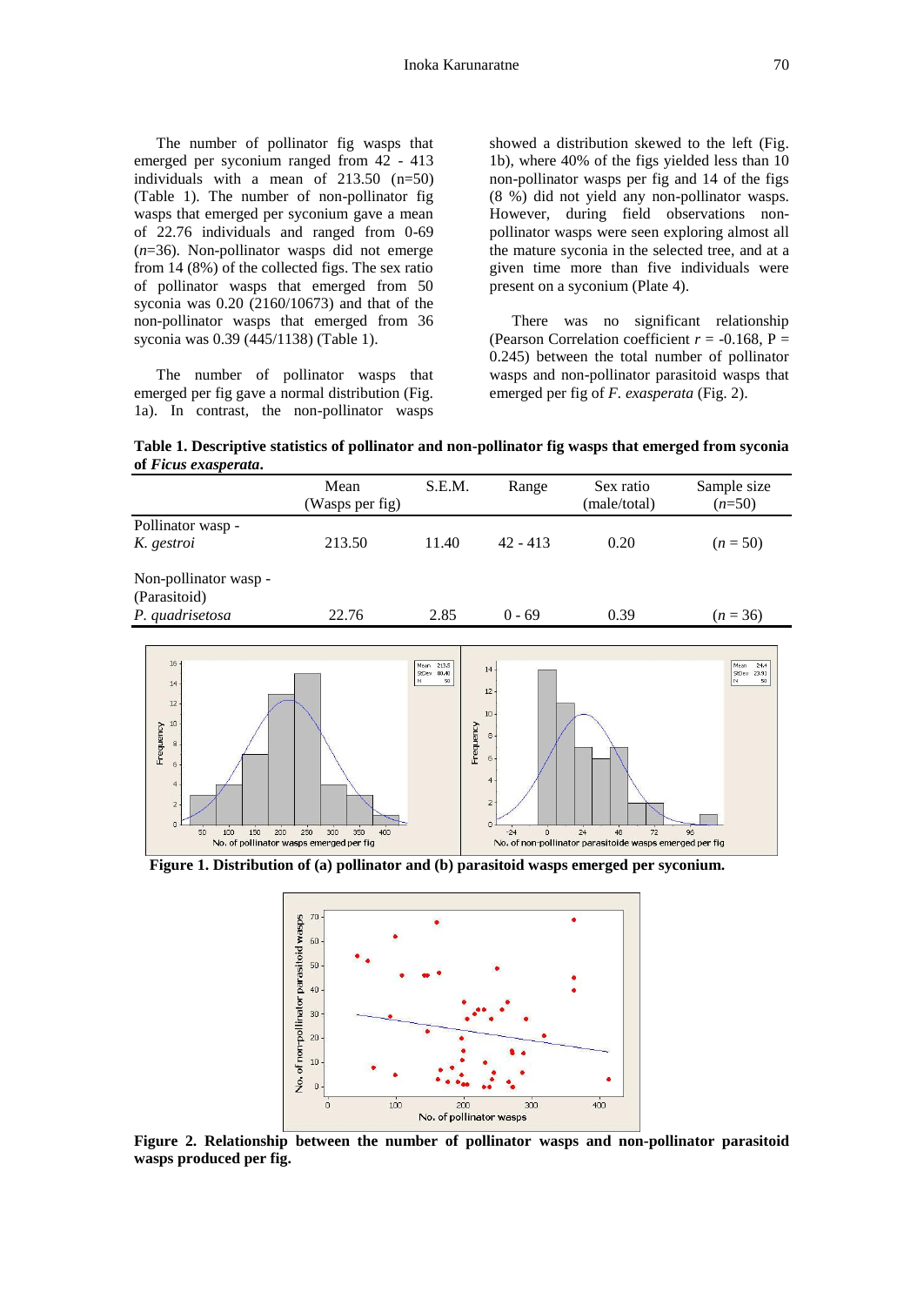The number of pollinator fig wasps that emerged per syconium ranged from 42 - 413 individuals with a mean of 213.50 (n=50) (Table 1). The number of non-pollinator fig wasps that emerged per syconium gave a mean of 22.76 individuals and ranged from 0-69 (*n*=36). Non-pollinator wasps did not emerge from 14 (8%) of the collected figs. The sex ratio of pollinator wasps that emerged from 50 syconia was 0.20 (2160/10673) and that of the non-pollinator wasps that emerged from 36 syconia was 0.39 (445/1138) (Table 1).

The number of pollinator wasps that emerged per fig gave a normal distribution (Fig. 1a). In contrast, the non-pollinator wasps showed a distribution skewed to the left (Fig. 1b), where 40% of the figs yielded less than 10 non-pollinator wasps per fig and 14 of the figs (8 %) did not yield any non-pollinator wasps. However, during field observations non-pollinator wasps were seen exploring almost all the mature syconia in the selected tree, and at a given time more than five individuals were present on a syconium (Plate 4).

There was no significant relationship (Pearson Correlation coefficient $r$ = -0.168, P = 0.245) between the total number of pollinator wasps and non-pollinator parasitoid wasps that emerged per fig of *F. exasperata* (Fig. 2).

**Table 1. Descriptive statistics of pollinator and non-pollinator fig wasps that emerged from syconia of *Ficus exasperata*.**

| | Mean (Wasps per fig) | S.E.M. | Range | Sex ratio (male/total) | Sample size (*n*=50) |
|---|---|---|---|---|---|
| Pollinator wasp - *K. gestroi* | 213.50 | 11.40 | 42 - 413 | 0.20 | (*n* = 50) |
| Non-pollinator wasp - (Parasitoid) *P. quadrisetosa* | 22.76 | 2.85 | 0 - 69 | 0.39 | (*n* = 36) |

**Figure 1. Distribution of (a) pollinator and (b) parasitoid wasps emerged per syconium.**

**Figure 2. Relationship between the number of pollinator wasps and non-pollinator parasitoid wasps produced per fig.**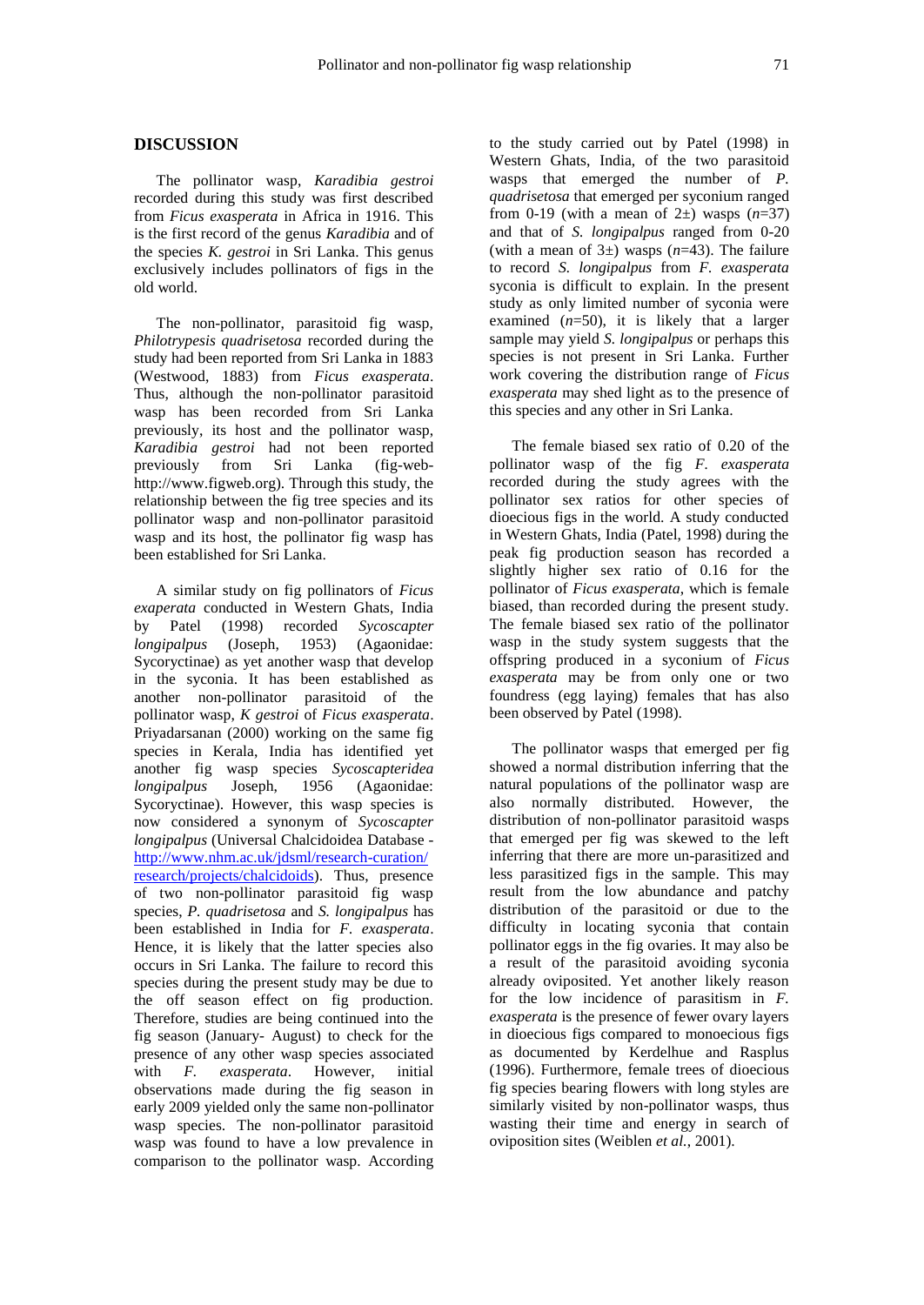## DISCUSSION

The pollinator wasp, *Karadibia gestroi* recorded during this study was first described from *Ficus exasperata* in Africa in 1916. This is the first record of the genus *Karadibia* and of the species *K. gestroi* in Sri Lanka. This genus exclusively includes pollinators of figs in the old world.

The non-pollinator, parasitoid fig wasp, *Philotrypesis quadrisetosa* recorded during the study had been reported from Sri Lanka in 1883 (Westwood, 1883) from *Ficus exasperata*. Thus, although the non-pollinator parasitoid wasp has been recorded from Sri Lanka previously, its host and the pollinator wasp, *Karadibia gestroi* had not been reported previously from Sri Lanka (fig-web-http://www.figweb.org). Through this study, the relationship between the fig tree species and its pollinator wasp and non-pollinator parasitoid wasp and its host, the pollinator fig wasp has been established for Sri Lanka.

A similar study on fig pollinators of *Ficus exaperata* conducted in Western Ghats, India by Patel (1998) recorded *Sycoscapter longipalpus* (Joseph, 1953) (Agaonidae: Sycoryctinae) as yet another wasp that develop in the syconia. It has been established as another non-pollinator parasitoid of the pollinator wasp, *K gestroi* of *Ficus exasperata*. Priyadarsanan (2000) working on the same fig species in Kerala, India has identified yet another fig wasp species *Sycoscapteridea longipalpus* Joseph, 1956 (Agaonidae: Sycoryctinae). However, this wasp species is now considered a synonym of *Sycoscapter longipalpus* (Universal Chalcidoidea Database - http://www.nhm.ac.uk/jdsml/research-curation/research/projects/chalcidoids). Thus, presence of two non-pollinator parasitoid fig wasp species, *P. quadrisetosa* and *S. longipalpus* has been established in India for *F. exasperata*. Hence, it is likely that the latter species also occurs in Sri Lanka. The failure to record this species during the present study may be due to the off season effect on fig production. Therefore, studies are being continued into the fig season (January- August) to check for the presence of any other wasp species associated with *F. exasperata*. However, initial observations made during the fig season in early 2009 yielded only the same non-pollinator wasp species. The non-pollinator parasitoid wasp was found to have a low prevalence in comparison to the pollinator wasp. According to the study carried out by Patel (1998) in Western Ghats, India, of the two parasitoid wasps that emerged the number of *P. quadrisetosa* that emerged per syconium ranged from 0-19 (with a mean of 2±) wasps (*n*=37) and that of *S. longipalpus* ranged from 0-20 (with a mean of 3±) wasps (*n*=43). The failure to record *S. longipalpus* from *F. exasperata* syconia is difficult to explain. In the present study as only limited number of syconia were examined (*n*=50), it is likely that a larger sample may yield *S. longipalpus* or perhaps this species is not present in Sri Lanka. Further work covering the distribution range of *Ficus exasperata* may shed light as to the presence of this species and any other in Sri Lanka.

The female biased sex ratio of 0.20 of the pollinator wasp of the fig *F. exasperata* recorded during the study agrees with the pollinator sex ratios for other species of dioecious figs in the world. A study conducted in Western Ghats, India (Patel, 1998) during the peak fig production season has recorded a slightly higher sex ratio of 0.16 for the pollinator of *Ficus exasperata*, which is female biased, than recorded during the present study. The female biased sex ratio of the pollinator wasp in the study system suggests that the offspring produced in a syconium of *Ficus exasperata* may be from only one or two foundress (egg laying) females that has also been observed by Patel (1998).

The pollinator wasps that emerged per fig showed a normal distribution inferring that the natural populations of the pollinator wasp are also normally distributed. However, the distribution of non-pollinator parasitoid wasps that emerged per fig was skewed to the left inferring that there are more un-parasitized and less parasitized figs in the sample. This may result from the low abundance and patchy distribution of the parasitoid or due to the difficulty in locating syconia that contain pollinator eggs in the fig ovaries. It may also be a result of the parasitoid avoiding syconia already oviposited. Yet another likely reason for the low incidence of parasitism in *F. exasperata* is the presence of fewer ovary layers in dioecious figs compared to monoecious figs as documented by Kerdelhue and Rasplus (1996). Furthermore, female trees of dioecious fig species bearing flowers with long styles are similarly visited by non-pollinator wasps, thus wasting their time and energy in search of oviposition sites (Weiblen *et al.*, 2001).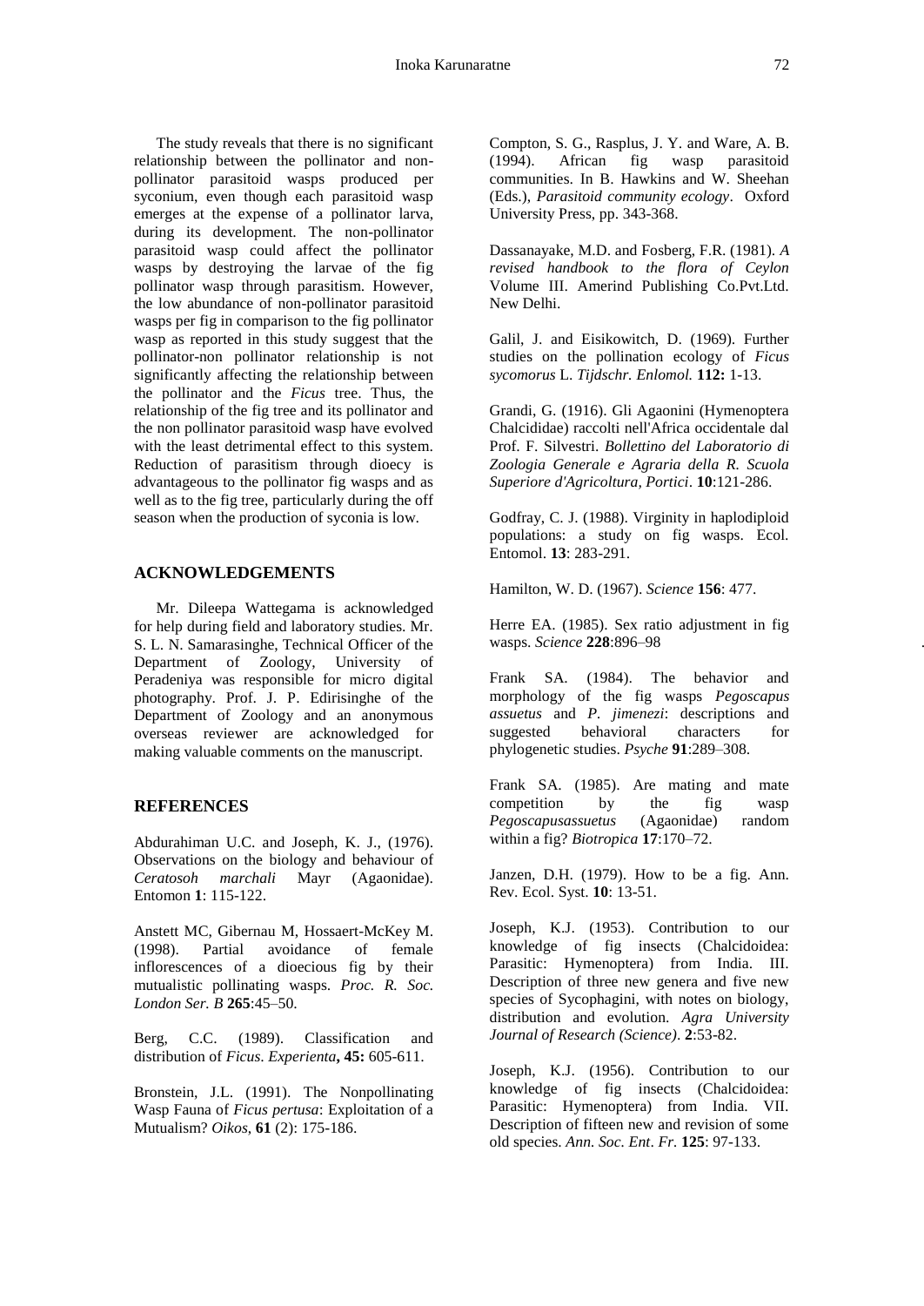The study reveals that there is no significant relationship between the pollinator and non-pollinator parasitoid wasps produced per syconium, even though each parasitoid wasp emerges at the expense of a pollinator larva, during its development. The non-pollinator parasitoid wasp could affect the pollinator wasps by destroying the larvae of the fig pollinator wasp through parasitism. However, the low abundance of non-pollinator parasitoid wasps per fig in comparison to the fig pollinator wasp as reported in this study suggest that the pollinator-non pollinator relationship is not significantly affecting the relationship between the pollinator and the *Ficus* tree. Thus, the relationship of the fig tree and its pollinator and the non pollinator parasitoid wasp have evolved with the least detrimental effect to this system. Reduction of parasitism through dioecy is advantageous to the pollinator fig wasps and as well as to the fig tree, particularly during the off season when the production of syconia is low.

## ACKNOWLEDGEMENTS

Mr. Dileepa Wattegama is acknowledged for help during field and laboratory studies. Mr. S. L. N. Samarasinghe, Technical Officer of the Department of Zoology, University of Peradeniya was responsible for micro digital photography. Prof. J. P. Edirisinghe of the Department of Zoology and an anonymous overseas reviewer are acknowledged for making valuable comments on the manuscript.

## REFERENCES

Abdurahiman U.C. and Joseph, K. J., (1976). Observations on the biology and behaviour of *Ceratosoh marchali* Mayr (Agaonidae). Entomon **1**: 115-122.

Anstett MC, Gibernau M, Hossaert-McKey M. (1998). Partial avoidance of female inflorescences of a dioecious fig by their mutualistic pollinating wasps. *Proc. R. Soc. London Ser. B* **265**:45–50.

Berg, C.C. (1989). Classification and distribution of *Ficus*. *Experienta***, 45:** 605-611.

Bronstein, J.L. (1991). The Nonpollinating Wasp Fauna of *Ficus pertusa*: Exploitation of a Mutualism? *Oikos*, **61** (2): 175-186.

Compton, S. G., Rasplus, J. Y. and Ware, A. B. (1994). African fig wasp parasitoid communities. In B. Hawkins and W. Sheehan (Eds.), *Parasitoid community ecology*. Oxford University Press, pp. 343-368.

Dassanayake, M.D. and Fosberg, F.R. (1981). *A revised handbook to the flora of Ceylon* Volume III. Amerind Publishing Co.Pvt.Ltd. New Delhi.

Galil, J. and Eisikowitch, D. (1969). Further studies on the pollination ecology of *Ficus sycomorus* L. *Tijdschr. Enlomol.* **112:** 1-13.

Grandi, G. (1916). Gli Agaonini (Hymenoptera Chalcididae) raccolti nell'Africa occidentale dal Prof. F. Silvestri. *Bollettino del Laboratorio di Zoologia Generale e Agraria della R. Scuola Superiore d'Agricoltura, Portici*. **10**:121-286.

Godfray, C. J. (1988). Virginity in haplodiploid populations: a study on fig wasps. Ecol. Entomol. **13**: 283-291.

Hamilton, W. D. (1967). *Science* **156**: 477.

Herre EA. (1985). Sex ratio adjustment in fig wasps. *Science* **228**:896–98

Frank SA. (1984). The behavior and morphology of the fig wasps *Pegoscapus assuetus* and *P. jimenezi*: descriptions and suggested behavioral characters for phylogenetic studies. *Psyche* **91**:289–308.

Frank SA. (1985). Are mating and mate competition by the fig wasp *Pegoscapusassuetus* (Agaonidae) random within a fig? *Biotropica* **17**:170–72.

Janzen, D.H. (1979). How to be a fig. Ann. Rev. Ecol. Syst. **10**: 13-51.

Joseph, K.J. (1953). Contribution to our knowledge of fig insects (Chalcidoidea: Parasitic: Hymenoptera) from India. III. Description of three new genera and five new species of Sycophagini, with notes on biology, distribution and evolution. *Agra University Journal of Research (Science)*. **2**:53-82.

Joseph, K.J. (1956). Contribution to our knowledge of fig insects (Chalcidoidea: Parasitic: Hymenoptera) from India. VII. Description of fifteen new and revision of some old species. *Ann. Soc. Ent*. *Fr.* **125**: 97-133.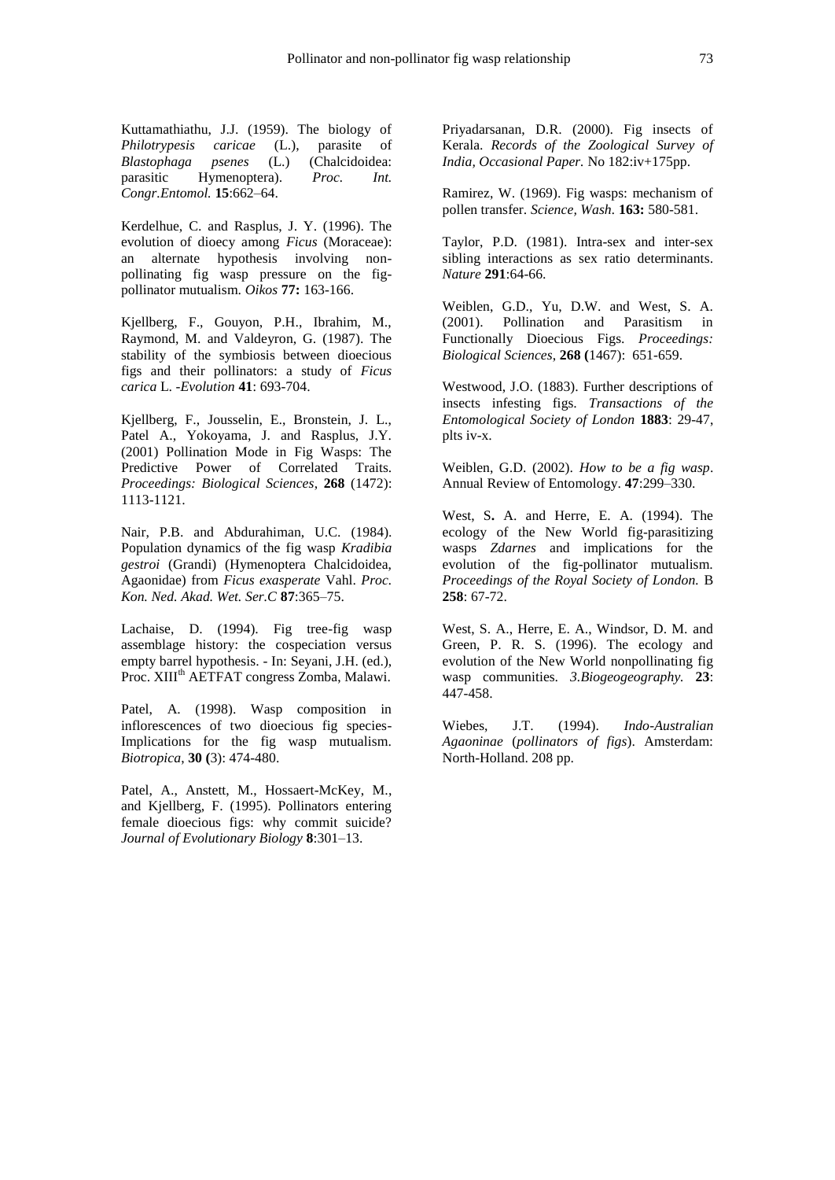Kuttamathiathu, J.J. (1959). The biology of *Philotrypesis caricae* (L.), parasite of *Blastophaga psenes* (L.) (Chalcidoidea: parasitic Hymenoptera). *Proc. Int. Congr.Entomol.* **15**:662–64.

Kerdelhue, C. and Rasplus, J. Y. (1996). The evolution of dioecy among *Ficus* (Moraceae): an alternate hypothesis involving non-pollinating fig wasp pressure on the fig-pollinator mutualism. *Oikos* **77:** 163-166.

Kjellberg, F., Gouyon, P.H., Ibrahim, M., Raymond, M. and Valdeyron, G. (1987). The stability of the symbiosis between dioecious figs and their pollinators: a study of *Ficus carica* L. -*Evolution* **41**: 693-704.

Kjellberg, F., Jousselin, E., Bronstein, J. L., Patel A., Yokoyama, J. and Rasplus, J.Y. (2001) Pollination Mode in Fig Wasps: The Predictive Power of Correlated Traits. *Proceedings: Biological Sciences*, **268** (1472): 1113-1121.

Nair, P.B. and Abdurahiman, U.C. (1984). Population dynamics of the fig wasp *Kradibia gestroi* (Grandi) (Hymenoptera Chalcidoidea, Agaonidae) from *Ficus exasperate* Vahl. *Proc. Kon. Ned. Akad. Wet. Ser.C* **87**:365–75.

Lachaise, D. (1994). Fig tree-fig wasp assemblage history: the cospeciation versus empty barrel hypothesis. - In: Seyani, J.H. (ed.), Proc. XIII[th] AETFAT congress Zomba, Malawi.

Patel, A. (1998). Wasp composition in inflorescences of two dioecious fig species-Implications for the fig wasp mutualism. *Biotropica*, **30 (**3): 474-480.

Patel, A., Anstett, M., Hossaert-McKey, M., and Kjellberg, F. (1995). Pollinators entering female dioecious figs: why commit suicide? *Journal of Evolutionary Biology* **8**:301–13.

Priyadarsanan, D.R. (2000). Fig insects of Kerala. *Records of the Zoological Survey of India, Occasional Paper.* No 182:iv+175pp.

Ramirez, W. (1969). Fig wasps: mechanism of pollen transfer. *Science, Wash*. **163:** 580-581.

Taylor, P.D. (1981). Intra-sex and inter-sex sibling interactions as sex ratio determinants. *Nature* **291**:64-66.

Weiblen, G.D., Yu, D.W. and West, S. A. (2001). Pollination and Parasitism in Functionally Dioecious Figs. *Proceedings: Biological Sciences*, **268 (**1467): 651-659.

Westwood, J.O. (1883). Further descriptions of insects infesting figs. *Transactions of the Entomological Society of London* **1883**: 29-47, plts iv-x.

Weiblen, G.D. (2002). *How to be a fig wasp*. Annual Review of Entomology. **47**:299–330.

West, S**.** A. and Herre, E. A. (1994). The ecology of the New World fig-parasitizing wasps *Zdarnes* and implications for the evolution of the fig-pollinator mutualism. *Proceedings of the Royal Society of London.* B **258**: 67-72.

West, S. A., Herre, E. A., Windsor, D. M. and Green, P. R. S. (1996). The ecology and evolution of the New World nonpollinating fig wasp communities. *3.Biogeogeography.* **23**: 447-458.

Wiebes, J.T. (1994). *Indo-Australian Agaoninae* (*pollinators of figs*). Amsterdam: North-Holland. 208 pp.